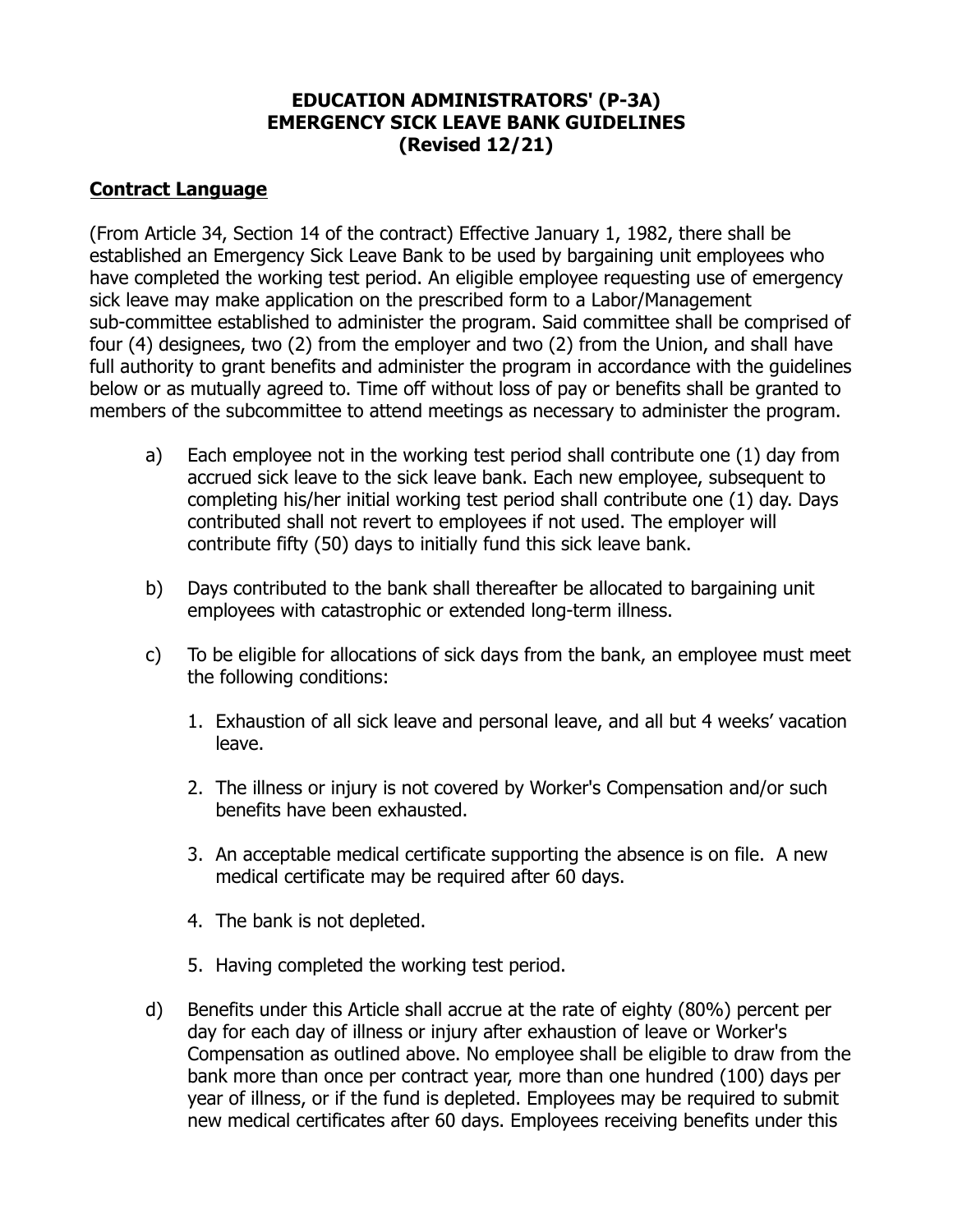# EDUCATION ADMINISTRATORS' (P-3A)
# EMERGENCY SICK LEAVE BANK GUIDELINES
# (Revised 12/21)

## Contract Language

(From Article 34, Section 14 of the contract) Effective January 1, 1982, there shall be established an Emergency Sick Leave Bank to be used by bargaining unit employees who have completed the working test period. An eligible employee requesting use of emergency sick leave may make application on the prescribed form to a Labor/Management sub-committee established to administer the program. Said committee shall be comprised of four (4) designees, two (2) from the employer and two (2) from the Union, and shall have full authority to grant benefits and administer the program in accordance with the guidelines below or as mutually agreed to. Time off without loss of pay or benefits shall be granted to members of the subcommittee to attend meetings as necessary to administer the program.

a) Each employee not in the working test period shall contribute one (1) day from accrued sick leave to the sick leave bank. Each new employee, subsequent to completing his/her initial working test period shall contribute one (1) day. Days contributed shall not revert to employees if not used. The employer will contribute fifty (50) days to initially fund this sick leave bank.

b) Days contributed to the bank shall thereafter be allocated to bargaining unit employees with catastrophic or extended long-term illness.

c) To be eligible for allocations of sick days from the bank, an employee must meet the following conditions:

   1. Exhaustion of all sick leave and personal leave, and all but 4 weeks' vacation leave.

   2. The illness or injury is not covered by Worker's Compensation and/or such benefits have been exhausted.

   3. An acceptable medical certificate supporting the absence is on file. A new medical certificate may be required after 60 days.

   4. The bank is not depleted.

   5. Having completed the working test period.

d) Benefits under this Article shall accrue at the rate of eighty (80%) percent per day for each day of illness or injury after exhaustion of leave or Worker's Compensation as outlined above. No employee shall be eligible to draw from the bank more than once per contract year, more than one hundred (100) days per year of illness, or if the fund is depleted. Employees may be required to submit new medical certificates after 60 days. Employees receiving benefits under this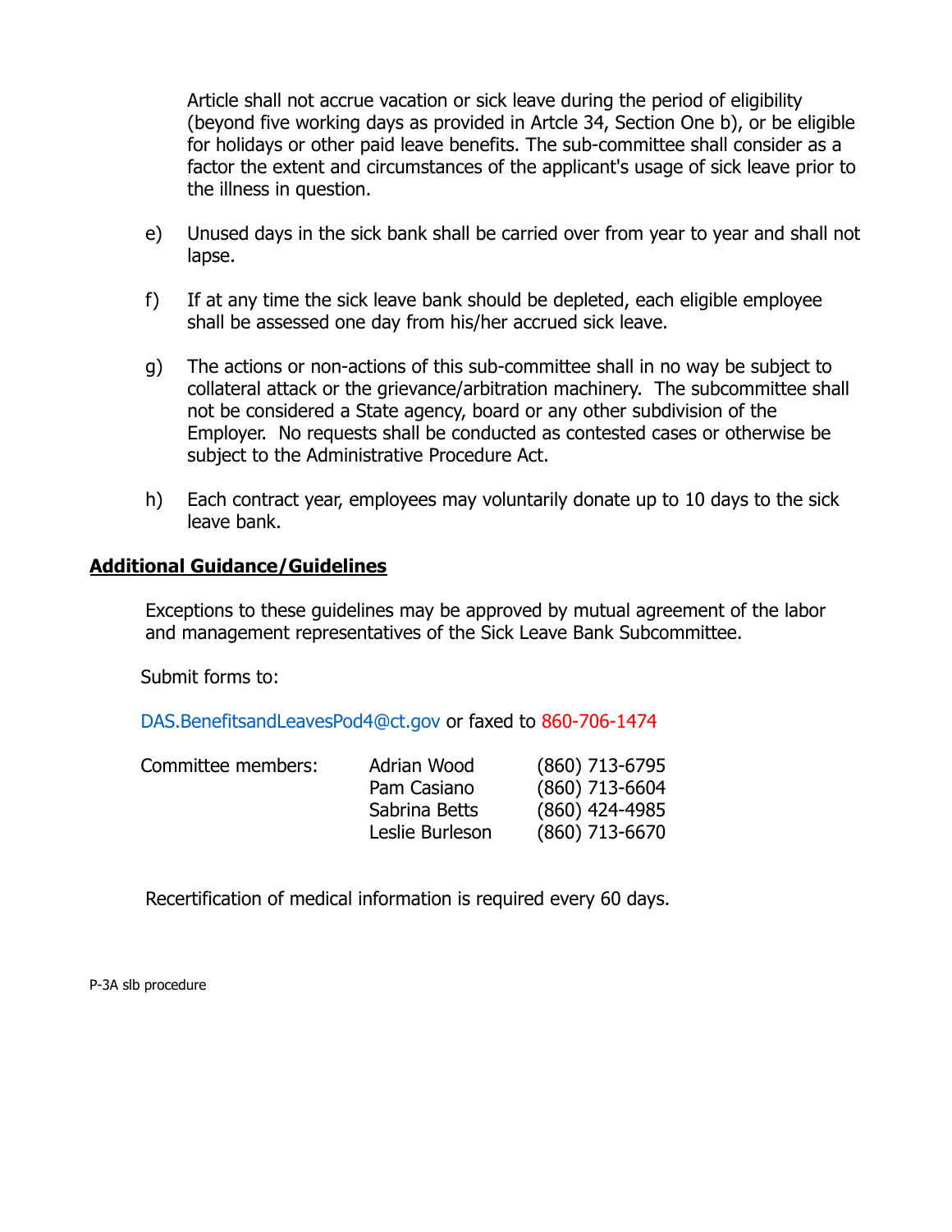Article shall not accrue vacation or sick leave during the period of eligibility (beyond five working days as provided in Artcle 34, Section One b), or be eligible for holidays or other paid leave benefits. The sub-committee shall consider as a factor the extent and circumstances of the applicant's usage of sick leave prior to the illness in question.

e) Unused days in the sick bank shall be carried over from year to year and shall not lapse.

f) If at any time the sick leave bank should be depleted, each eligible employee shall be assessed one day from his/her accrued sick leave.

g) The actions or non-actions of this sub-committee shall in no way be subject to collateral attack or the grievance/arbitration machinery. The subcommittee shall not be considered a State agency, board or any other subdivision of the Employer. No requests shall be conducted as contested cases or otherwise be subject to the Administrative Procedure Act.

h) Each contract year, employees may voluntarily donate up to 10 days to the sick leave bank.

## **Additional Guidance/Guidelines**

Exceptions to these guidelines may be approved by mutual agreement of the labor and management representatives of the Sick Leave Bank Subcommittee.

Submit forms to:

DAS.BenefitsandLeavesPod4@ct.gov or faxed to 860-706-1474

| | | |
|---|---|---|
| Committee members: | Adrian Wood | (860) 713-6795 |
| | Pam Casiano | (860) 713-6604 |
| | Sabrina Betts | (860) 424-4985 |
| | Leslie Burleson | (860) 713-6670 |

Recertification of medical information is required every 60 days.

P-3A slb procedure